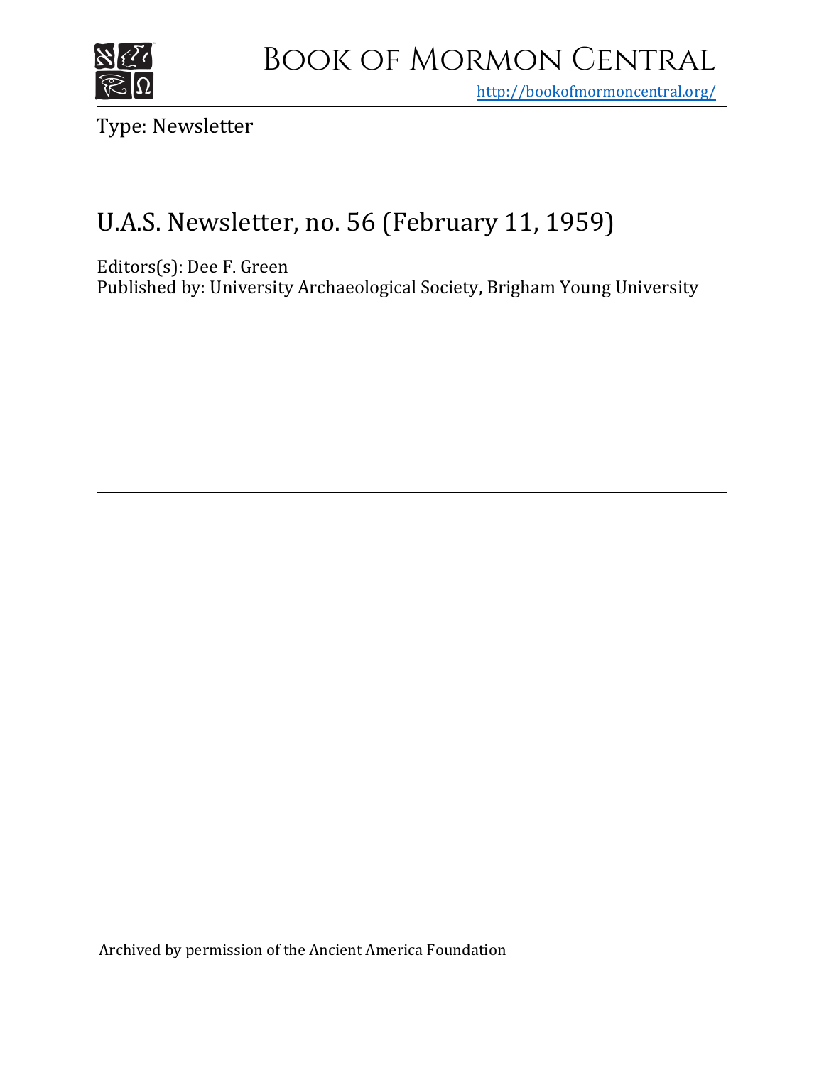# Book of Mormon Central

http://bookofmormoncentral.org/

Type: Newsletter

## U.A.S. Newsletter, no. 56 (February 11, 1959)

Editors(s): Dee F. Green
Published by: University Archaeological Society, Brigham Young University

Archived by permission of the Ancient America Foundation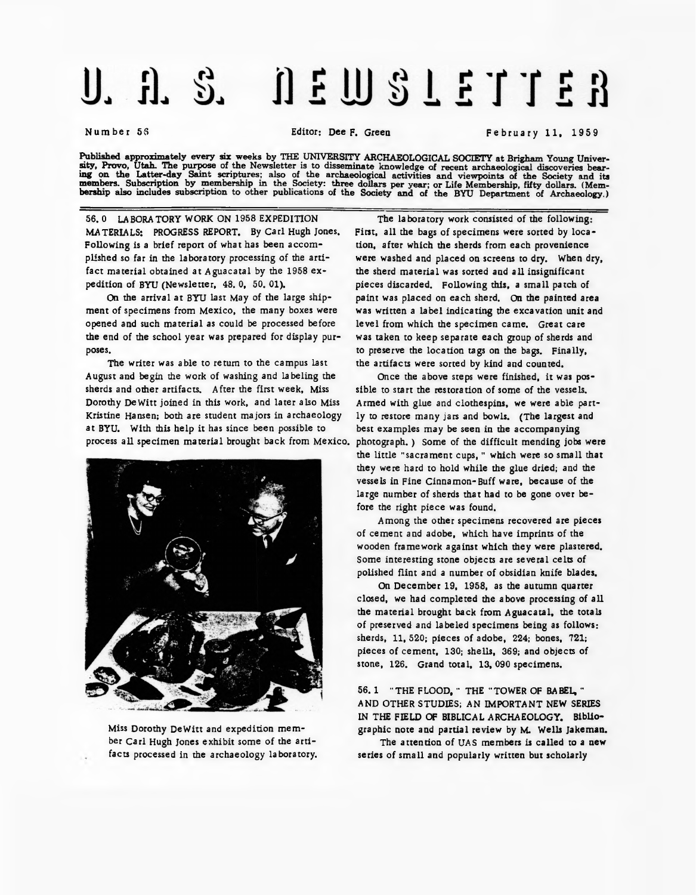# U. A. S. NEWSLETTER

Number 56 — Editor: Dee F. Green — February 11, 1959

**Published approximately every six weeks by THE UNIVERSITY ARCHAEOLOGICAL SOCIETY at Brigham Young University, Provo, Utah. The purpose of the Newsletter is to disseminate knowledge of recent archaeological discoveries bearing on the Latter-day Saint scriptures; also of the archaeological activities and viewpoints of the Society and its members. Subscription by membership in the Society: three dollars per year; or Life Membership, fifty dollars. (Membership also includes subscription to other publications of the Society and of the BYU Department of Archaeology.)**

56.0 LABORATORY WORK ON 1958 EXPEDITION MATERIALS: PROGRESS REPORT. By Carl Hugh Jones. Following is a brief report of what has been accomplished so far in the laboratory processing of the artifact material obtained at Aguacatal by the 1958 expedition of BYU (Newsletter, 48.0, 50.01).

On the arrival at BYU last May of the large shipment of specimens from Mexico, the many boxes were opened and such material as could be processed before the end of the school year was prepared for display purposes.

The writer was able to return to the campus last August and begin the work of washing and labeling the sherds and other artifacts. After the first week, Miss Dorothy DeWitt joined in this work, and later also Miss Kristine Hansen; both are student majors in archaeology at BYU. With this help it has since been possible to process all specimen material brought back from Mexico.

Miss Dorothy DeWitt and expedition member Carl Hugh Jones exhibit some of the artifacts processed in the archaeology laboratory.

The laboratory work consisted of the following: First, all the bags of specimens were sorted by location, after which the sherds from each provenience were washed and placed on screens to dry. When dry, the sherd material was sorted and all insignificant pieces discarded. Following this, a small patch of paint was placed on each sherd. On the painted area was written a label indicating the excavation unit and level from which the specimen came. Great care was taken to keep separate each group of sherds and to preserve the location tags on the bags. Finally, the artifacts were sorted by kind and counted.

Once the above steps were finished, it was possible to start the restoration of some of the vessels. Armed with glue and clothespins, we were able partly to restore many jars and bowls. (The largest and best examples may be seen in the accompanying photograph.) Some of the difficult mending jobs were the little "sacrament cups," which were so small that they were hard to hold while the glue dried; and the vessels in Fine Cinnamon-Buff ware, because of the large number of sherds that had to be gone over before the right piece was found.

Among the other specimens recovered are pieces of cement and adobe, which have imprints of the wooden framework against which they were plastered. Some interesting stone objects are several celts of polished flint and a number of obsidian knife blades.

On December 19, 1958, as the autumn quarter closed, we had completed the above processing of all the material brought back from Aguacatal, the totals of preserved and labeled specimens being as follows: sherds, 11,520; pieces of adobe, 224; bones, 721; pieces of cement, 130; shells, 369; and objects of stone, 126. Grand total, 13,090 specimens.

56.1 "THE FLOOD," THE "TOWER OF BABEL," AND OTHER STUDIES: AN IMPORTANT NEW SERIES IN THE FIELD OF BIBLICAL ARCHAEOLOGY. Bibliographic note and partial review by M. Wells Jakeman.

The attention of UAS members is called to a new series of small and popularly written but scholarly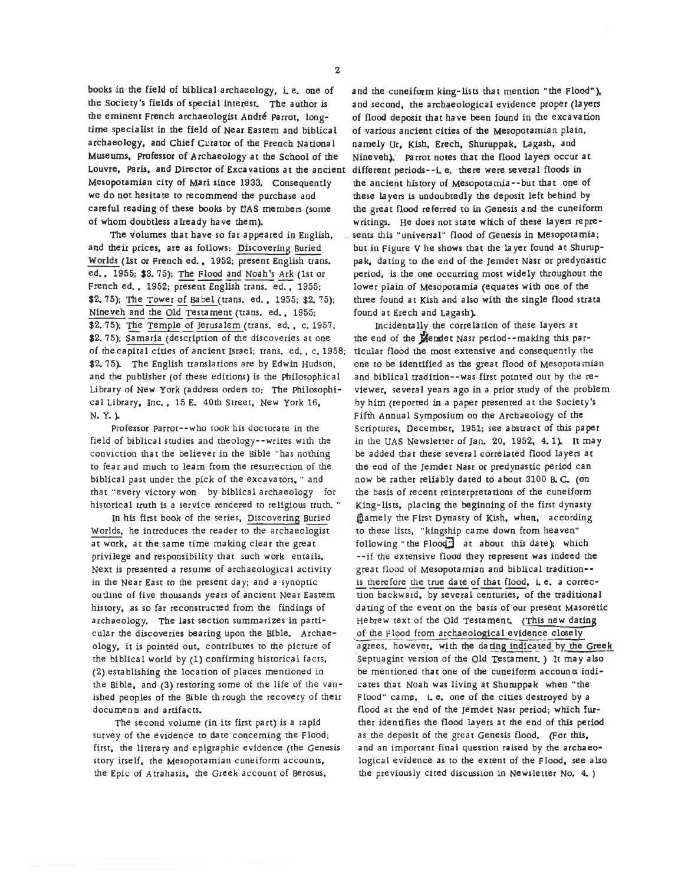books in the field of biblical archaeology, i. e. one of the Society's fields of special interest. The author is the eminent French archaeologist André Parrot, longtime specialist in the field of Near Eastern and biblical archaeology, and Chief Curator of the French National Museums, Professor of Archaeology at the School of the Louvre, Paris, and Director of Excavations at the ancient Mesopotamian city of Mari since 1933. Consequently we do not hesitate to recommend the purchase and careful reading of these books by UAS members (some of whom doubtless already have them).

The volumes that have so far appeared in English, and their prices, are as follows: Discovering Buried Worlds (1st or French ed., 1952; present English trans. ed., 1955; $3.75); The Flood and Noah's Ark (1st or French ed., 1952; present English trans. ed., 1955; $2.75); The Tower of Babel (trans. ed., 1955; $2.75); Nineveh and the Old Testament (trans. ed., 1955; $2.75); The Temple of Jerusalem (trans. ed., c. 1957; $2.75); Samaria (description of the discoveries at one of the capital cities of ancient Israel; trans. ed., c. 1958; $2.75). The English translations are by Edwin Hudson, and the publisher (of these editions) is the Philosophical Library of New York (address orders to: The Philosophical Library, Inc., 15 E. 40th Street, New York 16, N. Y.).

Professor Parrot--who took his doctorate in the field of biblical studies and theology--writes with the conviction that the believer in the Bible "has nothing to fear and much to learn from the resurrection of the biblical past under the pick of the excavators," and that "every victory won by biblical archaeology for historical truth is a service rendered to religious truth."

In his first book of the series, Discovering Buried Worlds, he introduces the reader to the archaeologist at work, at the same time making clear the great privilege and responsibility that such work entails. Next is presented a resume of archaeological activity in the Near East to the present day; and a synoptic outline of five thousands years of ancient Near Eastern history, as so far reconstructed from the findings of archaeology. The last section summarizes in particular the discoveries bearing upon the Bible. Archaeology, it is pointed out, contributes to the picture of the biblical world by (1) confirming historical facts, (2) establishing the location of places mentioned in the Bible, and (3) restoring some of the life of the vanished peoples of the Bible through the recovery of their documents and artifacts.

The second volume (in its first part) is a rapid survey of the evidence to date concerning the Flood; first, the literary and epigraphic evidence (the Genesis story itself, the Mesopotamian cuneiform accounts, the Epic of Atrahasis, the Greek account of Berosus, and the cuneiform king-lists that mention "the Flood"), and second, the archaeological evidence proper (layers of flood deposit that have been found in the excavation of various ancient cities of the Mesopotamian plain, namely Ur, Kish, Erech, Shuruppak, Lagash, and Nineveh). Parrot notes that the flood layers occur at different periods--i. e. there were several floods in the ancient history of Mesopotamia--but that one of these layers is undoubtedly the deposit left behind by the great flood referred to in Genesis and the cuneiform writings. He does not state which of these layers represents this "universal" flood of Genesis in Mesopotamia; but in Figure V he shows that the layer found at Shuruppak, dating to the end of the Jemdet Nasr or predynastic period, is the one occurring most widely throughout the lower plain of Mesopotamia (equates with one of the three found at Kish and also with the single flood strata found at Erech and Lagash).

Incidentally the correlation of these layers at the end of the Jemdet Nasr period--making this particular flood the most extensive and consequently the one to be identified as the great flood of Mesopotamian and biblical tradition--was first pointed out by the reviewer, several years ago in a prior study of the problem by him (reported in a paper presented at the Society's Fifth Annual Symposium on the Archaeology of the Scriptures, December, 1951; see abstract of this paper in the UAS Newsletter of Jan. 20, 1952, 4.1). It may be added that these several correlated flood layers at the end of the Jemdet Nasr or predynastic period can now be rather reliably dated to about 3100 B.C. (on the basis of recent reinterpretations of the cuneiform King-lists, placing the beginning of the first dynasty (namely the First Dynasty of Kish, when, according to these lists, "kingship came down from heaven" following "the Flood") at about this date); which --if the extensive flood they represent was indeed the great flood of Mesopotamian and biblical tradition-- is therefore the true date of that flood, i. e. a correction backward, by several centuries, of the traditional dating of the event on the basis of our present Masoretic Hebrew text of the Old Testament. (This new dating of the Flood from archaeological evidence closely agrees, however, with the dating indicated by the Greek Septuagint version of the Old Testament.) It may also be mentioned that one of the cuneiform accounts indicates that Noah was living at Shuruppak when "the Flood" came, i. e. one of the cities destroyed by a flood at the end of the Jemdet Nasr period; which further identifies the flood layers at the end of this period as the deposit of the great Genesis flood. (For this, and an important final question raised by the archaeological evidence as to the extent of the Flood, see also the previously cited discussion in Newsletter No. 4.)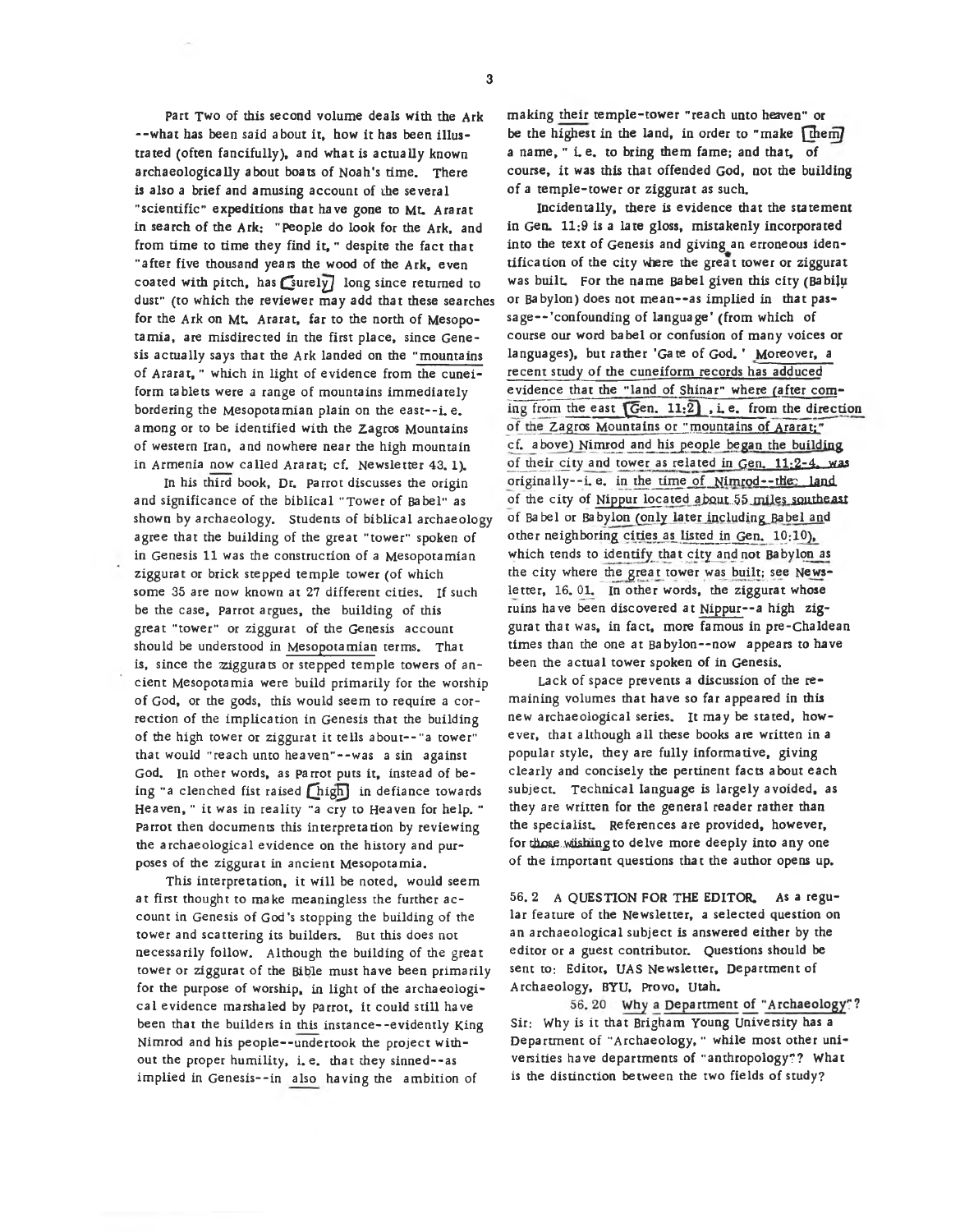Part Two of this second volume deals with the Ark --what has been said about it, how it has been illustrated (often fancifully), and what is actually known archaeologically about boats of Noah's time. There is also a brief and amusing account of the several "scientific" expeditions that have gone to Mt. Ararat in search of the Ark: "People do look for the Ark, and from time to time they find it," despite the fact that "after five thousand years the wood of the Ark, even coated with pitch, has [surely] long since returned to dust" (to which the reviewer may add that these searches for the Ark on Mt. Ararat, far to the north of Mesopotamia, are misdirected in the first place, since Genesis actually says that the Ark landed on the "mountains of Ararat," which in light of evidence from the cuneiform tablets were a range of mountains immediately bordering the Mesopotamian plain on the east--i.e. among or to be identified with the Zagros Mountains of western Iran, and nowhere near the high mountain in Armenia now called Ararat; cf. Newsletter 43.1).

In his third book, Dr. Parrot discusses the origin and significance of the biblical "Tower of Babel" as shown by archaeology. Students of biblical archaeology agree that the building of the great "tower" spoken of in Genesis 11 was the construction of a Mesopotamian ziggurat or brick stepped temple tower (of which some 35 are now known at 27 different cities. If such be the case, Parrot argues, the building of this great "tower" or ziggurat of the Genesis account should be understood in Mesopotamian terms. That is, since the ziggurats or stepped temple towers of ancient Mesopotamia were build primarily for the worship of God, or the gods, this would seem to require a correction of the implication in Genesis that the building of the high tower or ziggurat it tells about--"a tower" that would "reach unto heaven"--was a sin against God. In other words, as Parrot puts it, instead of being "a clenched fist raised [high] in defiance towards Heaven," it was in reality "a cry to Heaven for help." Parrot then documents this interpretation by reviewing the archaeological evidence on the history and purposes of the ziggurat in ancient Mesopotamia.

This interpretation, it will be noted, would seem at first thought to make meaningless the further account in Genesis of God's stopping the building of the tower and scattering its builders. But this does not necessarily follow. Although the building of the great tower or ziggurat of the Bible must have been primarily for the purpose of worship, in light of the archaeological evidence marshaled by Parrot, it could still have been that the builders in this instance--evidently King Nimrod and his people--undertook the project without the proper humility, i.e. that they sinned--as implied in Genesis--in also having the ambition of making their temple-tower "reach unto heaven" or be the highest in the land, in order to "make [them] a name," i.e. to bring them fame; and that, of course, it was this that offended God, not the building of a temple-tower or ziggurat as such.

Incidentally, there is evidence that the statement in Gen. 11:9 is a late gloss, mistakenly incorporated into the text of Genesis and giving an erroneous identification of the city where the great tower or ziggurat was built. For the name Babel given this city (Babilu or Babylon) does not mean--as implied in that passage--'confounding of language' (from which of course our word babel or confusion of many voices or languages), but rather 'Gate of God.' Moreover, a recent study of the cuneiform records has adduced evidence that the "land of Shinar" where (after coming from the east [Gen. 11:2], i.e. from the direction of the Zagros Mountains or "mountains of Ararat;" cf. above) Nimrod and his people began the building of their city and tower as related in Gen. 11:2-4, was originally--i.e. in the time of Nimrod--the land of the city of Nippur located about 55 miles southeast of Babel or Babylon (only later including Babel and other neighboring cities as listed in Gen. 10:10), which tends to identify that city and not Babylon as the city where the great tower was built; see Newsletter, 16.01. In other words, the ziggurat whose ruins have been discovered at Nippur--a high ziggurat that was, in fact, more famous in pre-Chaldean times than the one at Babylon--now appears to have been the actual tower spoken of in Genesis.

Lack of space prevents a discussion of the remaining volumes that have so far appeared in this new archaeological series. It may be stated, however, that although all these books are written in a popular style, they are fully informative, giving clearly and concisely the pertinent facts about each subject. Technical language is largely avoided, as they are written for the general reader rather than the specialist. References are provided, however, for those wishing to delve more deeply into any one of the important questions that the author opens up.

**56.2 A QUESTION FOR THE EDITOR.** As a regular feature of the Newsletter, a selected question on an archaeological subject is answered either by the editor or a guest contributor. Questions should be sent to: Editor, UAS Newsletter, Department of Archaeology, BYU, Provo, Utah.

56.20 Why a Department of "Archaeology"? Sir: Why is it that Brigham Young University has a Department of "Archaeology," while most other universities have departments of "anthropology"? What is the distinction between the two fields of study?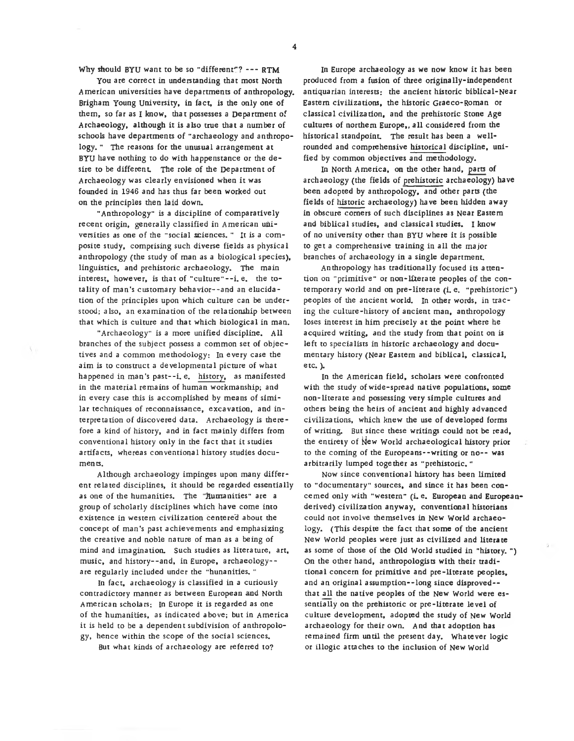Why should BYU want to be so "different"? --- RTM

You are correct in understanding that most North American universities have departments of anthropology. Brigham Young University, in fact, is the only one of them, so far as I know, that possesses a Department of Archaeology, although it is also true that a number of schools have departments of "archaeology and anthropology." The reasons for the unusual arrangement at BYU have nothing to do with happenstance or the desire to be different. The role of the Department of Archaeology was clearly envisioned when it was founded in 1946 and has thus far been worked out on the principles then laid down.

"Anthropology" is a discipline of comparatively recent origin, generally classified in American universities as one of the "social sciences." It is a composite study, comprising such diverse fields as physical anthropology (the study of man as a biological species), linguistics, and prehistoric archaeology. The main interest, however, is that of "culture"--i. e. the totality of man's customary behavior--and an elucidation of the principles upon which culture can be understood; also, an examination of the relationship between that which is culture and that which biological in man.

"Archaeology" is a more unified discipline. All branches of the subject possess a common set of objectives and a common methodology: In every case the aim is to construct a developmental picture of what happened in man's past--i. e. <u>history</u>, as manifested in the material remains of human workmanship; and in every case this is accomplished by means of similar techniques of reconnaissance, excavation, and interpretation of discovered data. Archaeology is therefore a kind of history, and in fact mainly differs from conventional history only in the fact that it studies artifacts, whereas conventional history studies documents.

Although archaeology impinges upon many different related disciplines, it should be regarded essentially as one of the humanities. The "humanities" are a group of scholarly disciplines which have come into existence in western civilization centered about the concept of man's past achievements and emphasizing the creative and noble nature of man as a being of mind and imagination. Such studies as literature, art, music, and history--and, in Europe, archaeology--are regularly included under the "hunanities."

In fact, archaeology is classified in a curiously contradictory manner as between European and North American scholars: In Europe it is regarded as one of the humanities, as indicated above; but in America it is held to be a dependent subdivision of anthropology, hence within the scope of the social sciences.

But what kinds of archaeology are referred to?

In Europe archaeology as we now know it has been produced from a fusion of three originally-independent antiquarian interests: the ancient historic biblical-Near Eastern civilizations, the historic Graeco-Roman or classical civilization, and the prehistoric Stone Age cultures of northern Europe,, all considered from the historical standpoint. The result has been a well-rounded and comprehensive <u>historical</u> discipline, unified by common objectives and methodology.

In North America, on the other hand, <u>parts</u> of archaeology (the fields of <u>prehistoric</u> archaeology) have been adopted by anthropology, and other parts (the fields of <u>historic</u> archaeology) have been hidden away in obscure corners of such disciplines as Near Eastern and biblical studies, and classical studies. I know of no university other than BYU where it is possible to get a comprehensive training in all the major branches of archaeology in a single department.

Anthropology has traditionally focused its attention on "primitive" or non-literate peoples of the contemporary world and on pre-literate (i. e. "prehistoric") peoples of the ancient world. In other words, in tracing the culture-history of ancient man, anthropology loses interest in him precisely at the point where he acquired writing, and the study from that point on is left to specialists in historic archaeology and documentary history (Near Eastern and biblical, classical, etc.).

In the American field, scholars were confronted with the study of wide-spread native populations, some non-literate and possessing very simple cultures and others being the heirs of ancient and highly advanced civilizations, which knew the use of developed forms of writing. But since these writings could not be read, the entirety of New World archaeological history prior to the coming of the Europeans--writing or no-- was arbitrarily lumped together as "prehistoric."

Now since conventional history has been limited to "documentary" sources, and since it has been concerned only with "western" (i. e. European and European-derived) civilization anyway, conventional historians could not involve themselves in New World archaeology. (This despite the fact that some of the ancient New World peoples were just as civilized and literate as some of those of the Old World studied in "history.") On the other hand, anthropologists with their traditional concern for primitive and pre-literate peoples, and an original assumption--long since disproved--that <u>all</u> the native peoples of the New World were essentially on the prehistoric or pre-literate level of culture development, adopted the study of New World archaeology for their own. And that adoption has remained firm until the present day. Whatever logic or illogic attaches to the inclusion of New World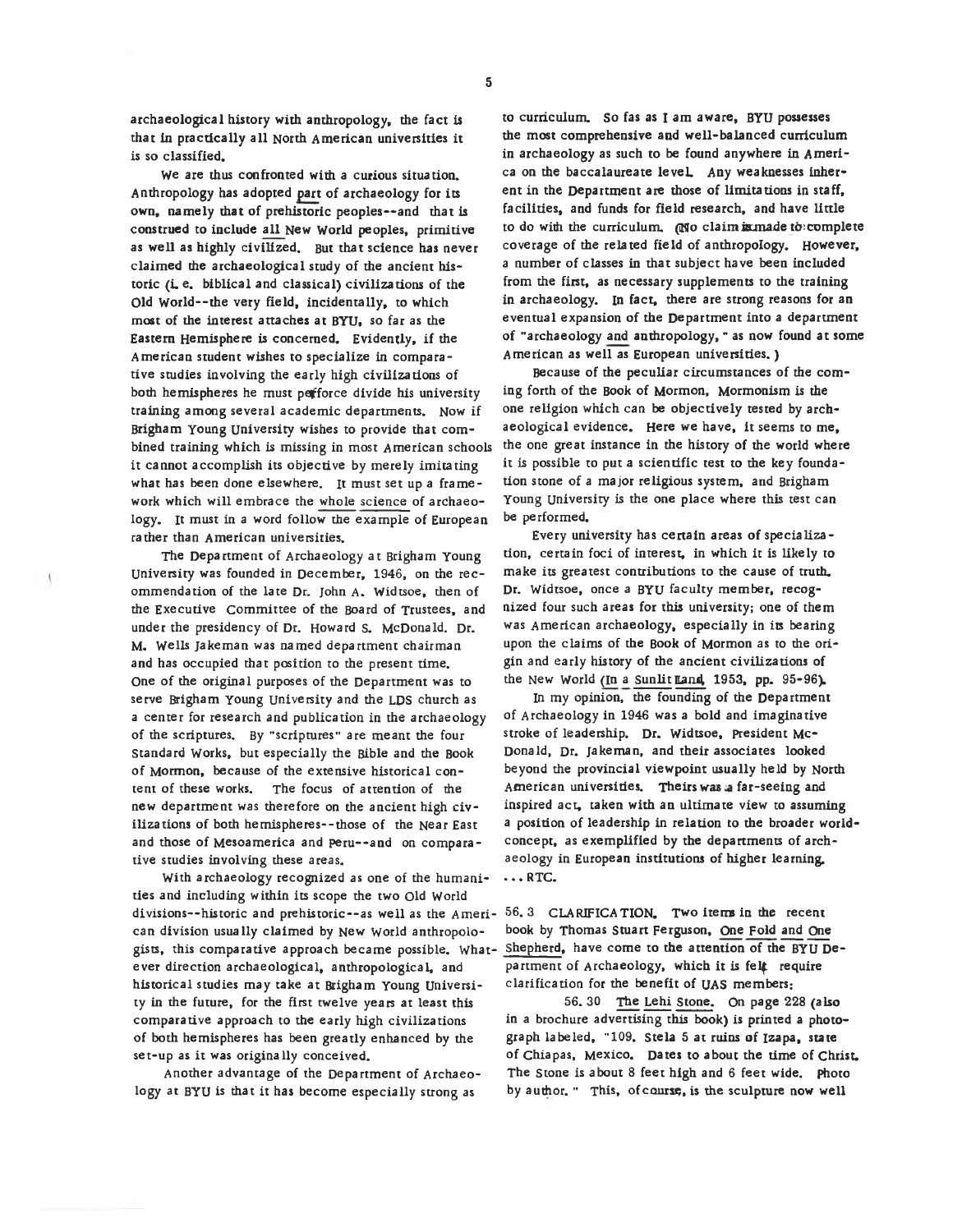archaeological history with anthropology, the fact is that in practically all North American universities it is so classified.

We are thus confronted with a curious situation. Anthropology has adopted part of archaeology for its own, namely that of prehistoric peoples--and that is construed to include all New World peoples, primitive as well as highly civilized. But that science has never claimed the archaeological study of the ancient historic (i. e. biblical and classical) civilizations of the Old World--the very field, incidentally, to which most of the interest attaches at BYU, so far as the Eastern Hemisphere is concerned. Evidently, if the American student wishes to specialize in comparative studies involving the early high civilizations of both hemispheres he must perforce divide his university training among several academic departments. Now if Brigham Young University wishes to provide that combined training which is missing in most American schools it cannot accomplish its objective by merely imitating what has been done elsewhere. It must set up a framework which will embrace the whole science of archaeology. It must in a word follow the example of European rather than American universities.

The Department of Archaeology at Brigham Young University was founded in December, 1946, on the recommendation of the late Dr. John A. Widtsoe, then of the Executive Committee of the Board of Trustees, and under the presidency of Dr. Howard S. McDonald. Dr. M. Wells Jakeman was named department chairman and has occupied that position to the present time. One of the original purposes of the Department was to serve Brigham Young University and the LDS church as a center for research and publication in the archaeology of the scriptures. By "scriptures" are meant the four Standard Works, but especially the Bible and the Book of Mormon, because of the extensive historical content of these works. The focus of attention of the new department was therefore on the ancient high civilizations of both hemispheres--those of the Near East and those of Mesoamerica and Peru--and on comparative studies involving these areas.

With archaeology recognized as one of the humanities and including within its scope the two Old World divisions--historic and prehistoric--as well as the American division usually claimed by New World anthropologists, this comparative approach became possible. Whatever direction archaeological, anthropological, and historical studies may take at Brigham Young University in the future, for the first twelve years at least this comparative approach to the early high civilizations of both hemispheres has been greatly enhanced by the set-up as it was originally conceived.

Another advantage of the Department of Archaeology at BYU is that it has become especially strong as to curriculum. So fas as I am aware, BYU possesses the most comprehensive and well-balanced curriculum in archaeology as such to be found anywhere in America on the baccalaureate level. Any weaknesses inherent in the Department are those of limitations in staff, facilities, and funds for field research, and have little to do with the curriculum. (No claim is made to complete coverage of the related field of anthropology. However, a number of classes in that subject have been included from the first, as necessary supplements to the training in archaeology. In fact, there are strong reasons for an eventual expansion of the Department into a department of "archaeology and anthropology," as now found at some American as well as European universities.)

Because of the peculiar circumstances of the coming forth of the Book of Mormon, Mormonism is the one religion which can be objectively tested by archaeological evidence. Here we have, it seems to me, the one great instance in the history of the world where it is possible to put a scientific test to the key foundation stone of a major religious system, and Brigham Young University is the one place where this test can be performed.

Every university has certain areas of specialization, certain foci of interest, in which it is likely to make its greatest contributions to the cause of truth. Dr. Widtsoe, once a BYU faculty member, recognized four such areas for this university; one of them was American archaeology, especially in its bearing upon the claims of the Book of Mormon as to the origin and early history of the ancient civilizations of the New World (In a Sunlit Land, 1953, pp. 95-96).

In my opinion, the founding of the Department of Archaeology in 1946 was a bold and imaginative stroke of leadership. Dr. Widtsoe, President McDonald, Dr. Jakeman, and their associates looked beyond the provincial viewpoint usually held by North American universities. Theirs was a far-seeing and inspired act, taken with an ultimate view to assuming a position of leadership in relation to the broader world-concept, as exemplified by the departments of archaeology in European institutions of higher learning. ... RTC.

56.3 CLARIFICATION. Two items in the recent book by Thomas Stuart Ferguson, One Fold and One Shepherd, have come to the attention of the BYU Department of Archaeology, which it is felt require clarification for the benefit of UAS members:

56.30 The Lehi Stone. On page 228 (also in a brochure advertising this book) is printed a photograph labeled, "109. Stela 5 at ruins of Izapa, state of Chiapas, Mexico. Dates to about the time of Christ. The Stone is about 8 feet high and 6 feet wide. Photo by author." This, of course, is the sculpture now well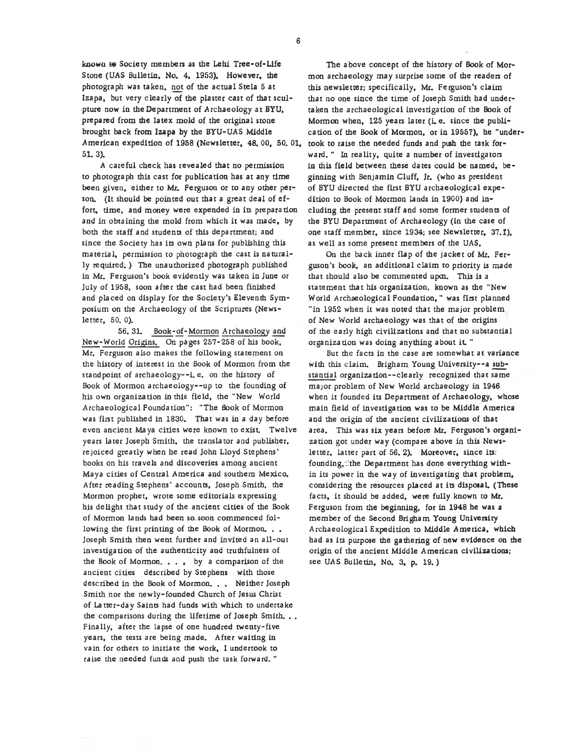known to Society members as the Lehi Tree-of-Life Stone (UAS Bulletin, No. 4, 1953). However, the photograph was taken, not of the actual Stela 5 at Izapa, but very clearly of the plaster cast of that sculpture now in the Department of Archaeology at BYU, prepared from the latex mold of the original stone brought back from Izapa by the BYU-UAS Middle American expedition of 1958 (Newsletter, 48.00, 50.01, 51.3).

A careful check has revealed that no permission to photograph this cast for publication has at any time been given, either to Mr. Ferguson or to any other person. (It should be pointed out that a great deal of effort, time, and money were expended in its preparation and in obtaining the mold from which it was made, by both the staff and students of this department; and since the Society has its own plans for publishing this material, permission to photograph the cast is naturally required.) The unauthorized photograph published in Mr. Ferguson's book evidently was taken in June or July of 1958, soon after the cast had been finished and placed on display for the Society's Eleventh Symposium on the Archaeology of the Scriptures (Newsletter, 50.0).

56.31. Book-of-Mormon Archaeology and New-World Origins. On pages 257-258 of his book, Mr. Ferguson also makes the following statement on the history of interest in the Book of Mormon from the standpoint of archaeology--i.e. on the history of Book of Mormon archaeology--up to the founding of his own organization in this field, the "New World Archaeological Foundation": "The Book of Mormon was first published in 1830. That was in a day before even ancient Maya cities were known to exist. Twelve years later Joseph Smith, the translator and publisher, rejoiced greatly when he read John Lloyd Stephens' books on his travels and discoveries among ancient Maya cities of Central America and southern Mexico. After reading Stephens' accounts, Joseph Smith, the Mormon prophet, wrote some editorials expressing his delight that study of the ancient cities of the Book of Mormon lands had been so soon commenced following the first printing of the Book of Mormon. . . Joseph Smith then went further and invited an all-out investigation of the authenticity and truthfulness of the Book of Mormon. . . , by a comparison of the ancient cities described by Stephens with those described in the Book of Mormon. . . Neither Joseph Smith nor the newly-founded Church of Jesus Christ of Latter-day Saints had funds with which to undertake the comparisons during the lifetime of Joseph Smith. . . Finally, after the lapse of one hundred twenty-five years, the tests are being made. After waiting in vain for others to initiate the work, I undertook to raise the needed funds and push the task forward."

The above concept of the history of Book of Mormon archaeology may surprise some of the readers of this newsletter; specifically, Mr. Ferguson's claim that no one since the time of Joseph Smith had undertaken the archaeological investigation of the Book of Mormon when, 125 years later (i.e. since the publication of the Book of Mormon, or in 1955?), he "undertook to raise the needed funds and push the task forward." In reality, quite a number of investigators in this field between these dates could be named, beginning with Benjamin Cluff, Jr. (who as president of BYU directed the first BYU archaeological expedition to Book of Mormon lands in 1900) and including the present staff and some former students of the BYU Department of Archaeology (in the case of one staff member, since 1934; see Newsletter, 37.1), as well as some present members of the UAS.

On the back inner flap of the jacket of Mr. Ferguson's book, an additional claim to priority is made that should also be commented upon. This is a statement that his organization, known as the "New World Archaeological Foundation," was first planned "in 1952 when it was noted that the major problem of New World archaeology was that of the origins of the early high civilizations and that no substantial organization was doing anything about it."

But the facts in the case are somewhat at variance with this claim. Brigham Young University--a substantial organization--clearly recognized that same major problem of New World archaeology in 1946 when it founded its Department of Archaeology, whose main field of investigation was to be Middle America and the origin of the ancient civilizations of that area. This was six years before Mr. Ferguson's organization got under way (compare above in this Newsletter, latter part of 56.2). Moreover, since its founding, the Department has done everything within its power in the way of investigating that problem, considering the resources placed at its disposal. (These facts, it should be added, were fully known to Mr. Ferguson from the beginning, for in 1948 he was a member of the Second Brigham Young University Archaeological Expedition to Middle America, which had as its purpose the gathering of new evidence on the origin of the ancient Middle American civilizations; see UAS Bulletin, No. 3, p. 19.)